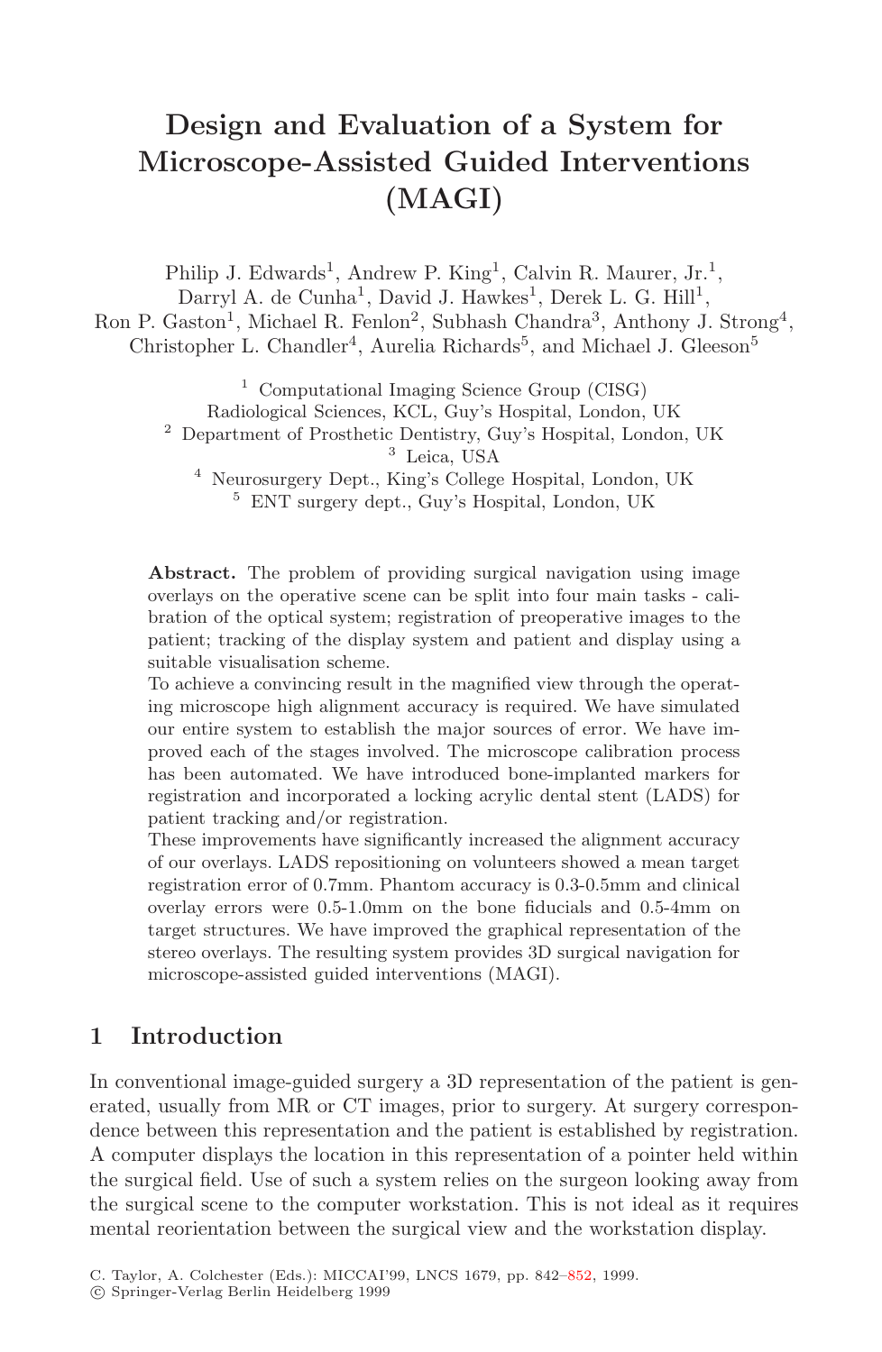# Design and Evaluation of a System for Microscope-Assisted Guided Interventions (MAGI)

Philip J. Edwards[1], Andrew P. King[1], Calvin R. Maurer, Jr.[1], Darryl A. de Cunha[1], David J. Hawkes[1], Derek L. G. Hill[1], Ron P. Gaston[1], Michael R. Fenlon[2], Subhash Chandra[3], Anthony J. Strong[4], Christopher L. Chandler[4], Aurelia Richards[5], and Michael J. Gleeson[5]

[1] Computational Imaging Science Group (CISG) Radiological Sciences, KCL, Guy's Hospital, London, UK
[2] Department of Prosthetic Dentistry, Guy's Hospital, London, UK
[3] Leica, USA
[4] Neurosurgery Dept., King's College Hospital, London, UK
[5] ENT surgery dept., Guy's Hospital, London, UK

**Abstract.** The problem of providing surgical navigation using image overlays on the operative scene can be split into four main tasks - calibration of the optical system; registration of preoperative images to the patient; tracking of the display system and patient and display using a suitable visualisation scheme.

To achieve a convincing result in the magnified view through the operating microscope high alignment accuracy is required. We have simulated our entire system to establish the major sources of error. We have improved each of the stages involved. The microscope calibration process has been automated. We have introduced bone-implanted markers for registration and incorporated a locking acrylic dental stent (LADS) for patient tracking and/or registration.

These improvements have significantly increased the alignment accuracy of our overlays. LADS repositioning on volunteers showed a mean target registration error of 0.7mm. Phantom accuracy is 0.3-0.5mm and clinical overlay errors were 0.5-1.0mm on the bone fiducials and 0.5-4mm on target structures. We have improved the graphical representation of the stereo overlays. The resulting system provides 3D surgical navigation for microscope-assisted guided interventions (MAGI).

## 1 Introduction

In conventional image-guided surgery a 3D representation of the patient is generated, usually from MR or CT images, prior to surgery. At surgery correspondence between this representation and the patient is established by registration. A computer displays the location in this representation of a pointer held within the surgical field. Use of such a system relies on the surgeon looking away from the surgical scene to the computer workstation. This is not ideal as it requires mental reorientation between the surgical view and the workstation display.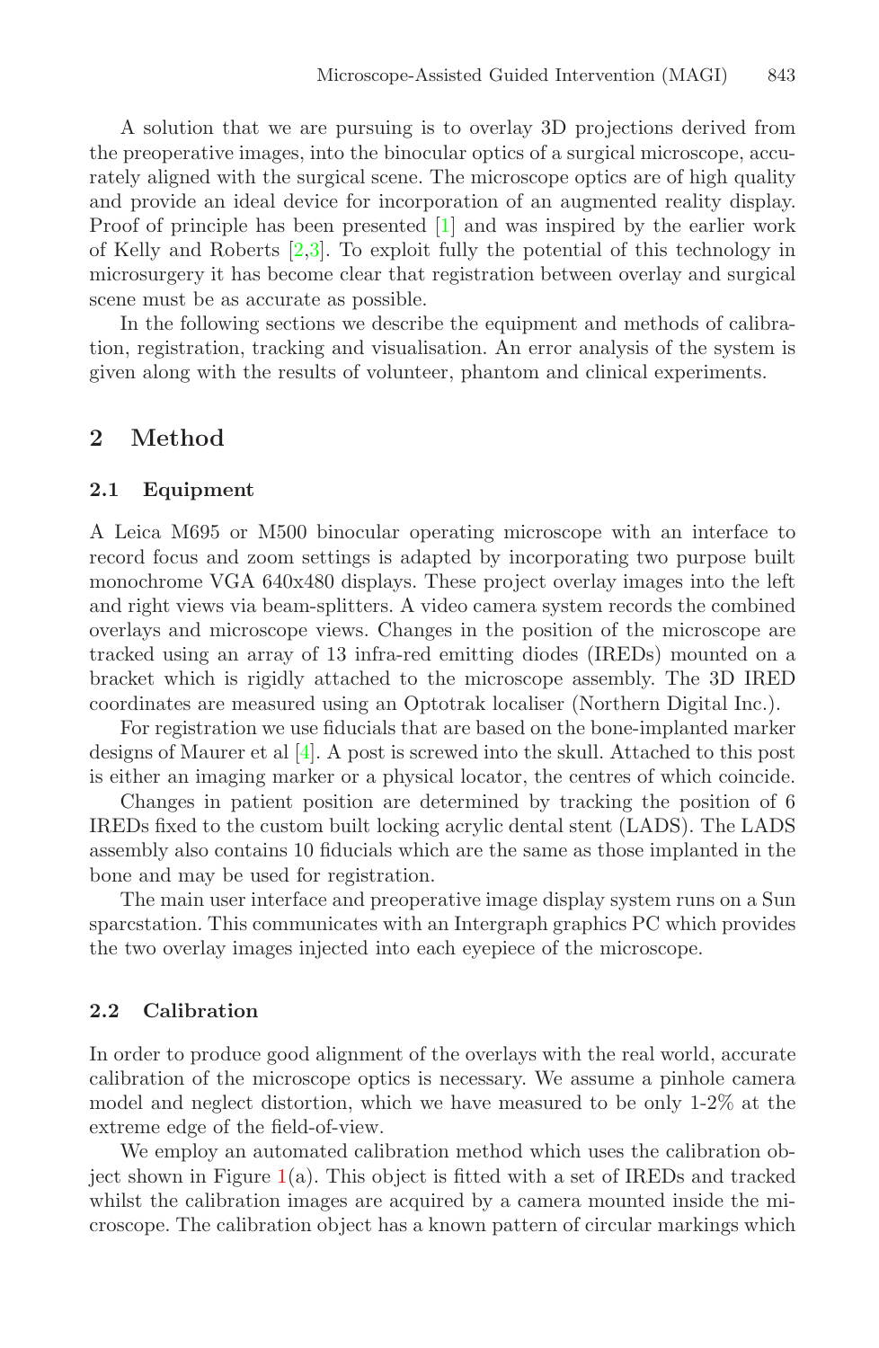A solution that we are pursuing is to overlay 3D projections derived from the preoperative images, into the binocular optics of a surgical microscope, accurately aligned with the surgical scene. The microscope optics are of high quality and provide an ideal device for incorporation of an augmented reality display. Proof of principle has been presented [1] and was inspired by the earlier work of Kelly and Roberts [2,3]. To exploit fully the potential of this technology in microsurgery it has become clear that registration between overlay and surgical scene must be as accurate as possible.

In the following sections we describe the equipment and methods of calibration, registration, tracking and visualisation. An error analysis of the system is given along with the results of volunteer, phantom and clinical experiments.

## 2 Method

### 2.1 Equipment

A Leica M695 or M500 binocular operating microscope with an interface to record focus and zoom settings is adapted by incorporating two purpose built monochrome VGA 640x480 displays. These project overlay images into the left and right views via beam-splitters. A video camera system records the combined overlays and microscope views. Changes in the position of the microscope are tracked using an array of 13 infra-red emitting diodes (IREDs) mounted on a bracket which is rigidly attached to the microscope assembly. The 3D IRED coordinates are measured using an Optotrak localiser (Northern Digital Inc.).

For registration we use fiducials that are based on the bone-implanted marker designs of Maurer et al [4]. A post is screwed into the skull. Attached to this post is either an imaging marker or a physical locator, the centres of which coincide.

Changes in patient position are determined by tracking the position of 6 IREDs fixed to the custom built locking acrylic dental stent (LADS). The LADS assembly also contains 10 fiducials which are the same as those implanted in the bone and may be used for registration.

The main user interface and preoperative image display system runs on a Sun sparcstation. This communicates with an Intergraph graphics PC which provides the two overlay images injected into each eyepiece of the microscope.

### 2.2 Calibration

In order to produce good alignment of the overlays with the real world, accurate calibration of the microscope optics is necessary. We assume a pinhole camera model and neglect distortion, which we have measured to be only 1-2% at the extreme edge of the field-of-view.

We employ an automated calibration method which uses the calibration object shown in Figure 1(a). This object is fitted with a set of IREDs and tracked whilst the calibration images are acquired by a camera mounted inside the microscope. The calibration object has a known pattern of circular markings which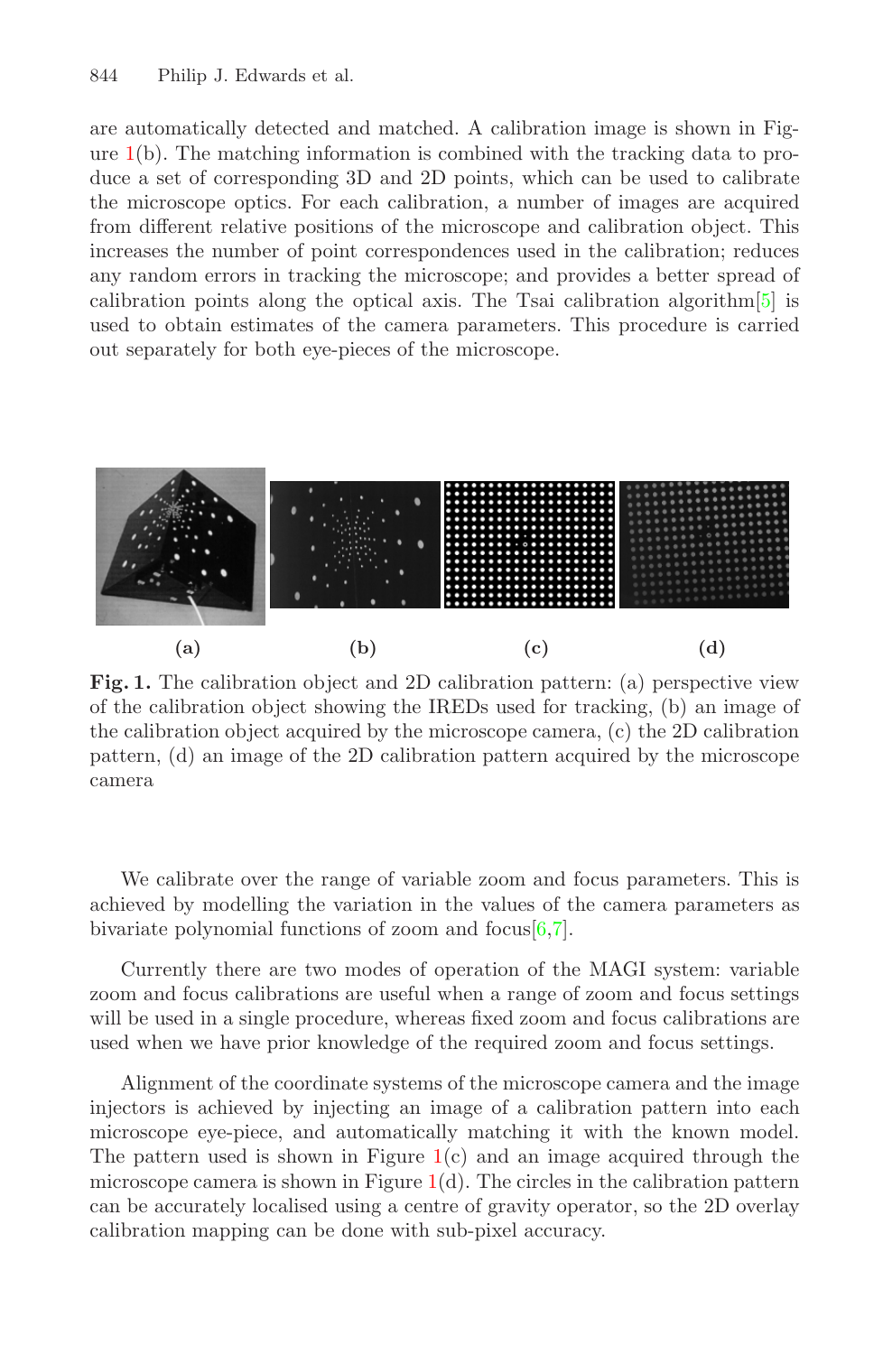are automatically detected and matched. A calibration image is shown in Figure 1(b). The matching information is combined with the tracking data to produce a set of corresponding 3D and 2D points, which can be used to calibrate the microscope optics. For each calibration, a number of images are acquired from different relative positions of the microscope and calibration object. This increases the number of point correspondences used in the calibration; reduces any random errors in tracking the microscope; and provides a better spread of calibration points along the optical axis. The Tsai calibration algorithm[5] is used to obtain estimates of the camera parameters. This procedure is carried out separately for both eye-pieces of the microscope.

**(a)** **(b)** **(c)** **(d)**

**Fig. 1.** The calibration object and 2D calibration pattern: (a) perspective view of the calibration object showing the IREDs used for tracking, (b) an image of the calibration object acquired by the microscope camera, (c) the 2D calibration pattern, (d) an image of the 2D calibration pattern acquired by the microscope camera

We calibrate over the range of variable zoom and focus parameters. This is achieved by modelling the variation in the values of the camera parameters as bivariate polynomial functions of zoom and focus[6,7].

Currently there are two modes of operation of the MAGI system: variable zoom and focus calibrations are useful when a range of zoom and focus settings will be used in a single procedure, whereas fixed zoom and focus calibrations are used when we have prior knowledge of the required zoom and focus settings.

Alignment of the coordinate systems of the microscope camera and the image injectors is achieved by injecting an image of a calibration pattern into each microscope eye-piece, and automatically matching it with the known model. The pattern used is shown in Figure 1(c) and an image acquired through the microscope camera is shown in Figure 1(d). The circles in the calibration pattern can be accurately localised using a centre of gravity operator, so the 2D overlay calibration mapping can be done with sub-pixel accuracy.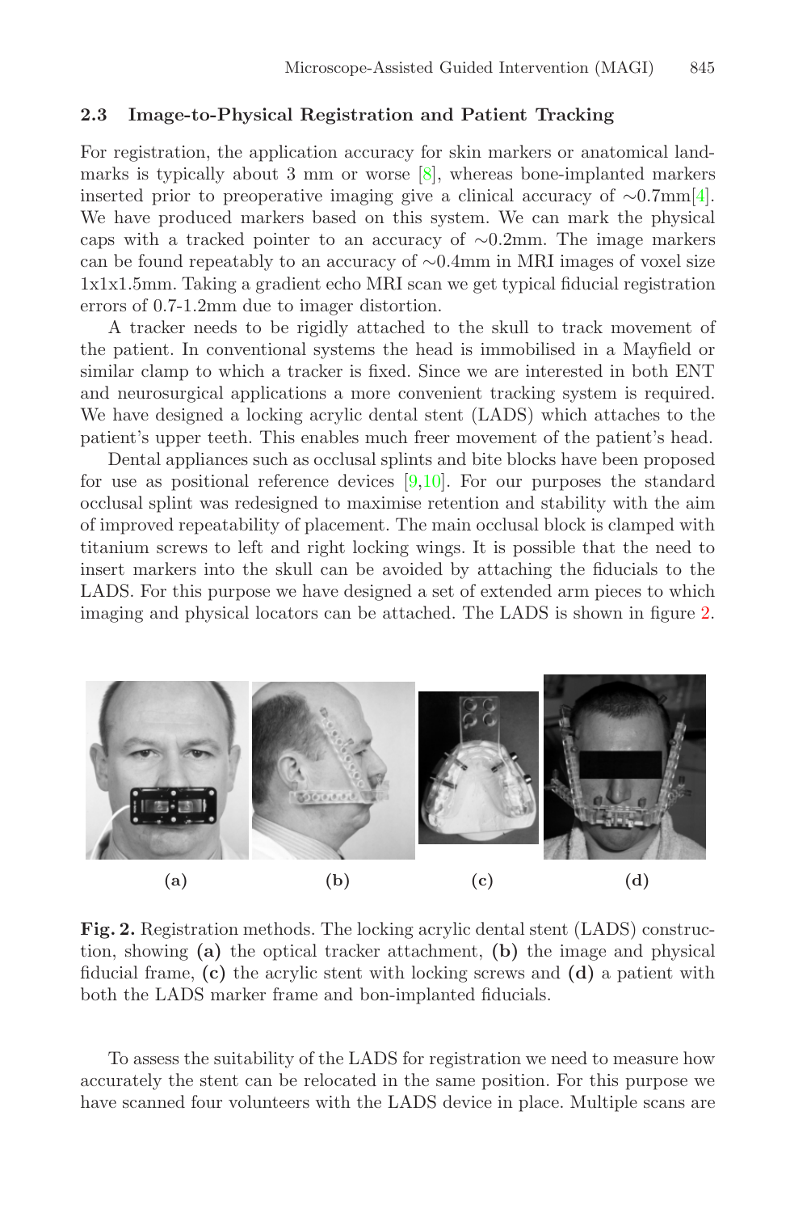### 2.3 Image-to-Physical Registration and Patient Tracking

For registration, the application accuracy for skin markers or anatomical landmarks is typically about 3 mm or worse [8], whereas bone-implanted markers inserted prior to preoperative imaging give a clinical accuracy of ∼0.7mm[4]. We have produced markers based on this system. We can mark the physical caps with a tracked pointer to an accuracy of ∼0.2mm. The image markers can be found repeatably to an accuracy of ∼0.4mm in MRI images of voxel size 1x1x1.5mm. Taking a gradient echo MRI scan we get typical fiducial registration errors of 0.7-1.2mm due to imager distortion.

A tracker needs to be rigidly attached to the skull to track movement of the patient. In conventional systems the head is immobilised in a Mayfield or similar clamp to which a tracker is fixed. Since we are interested in both ENT and neurosurgical applications a more convenient tracking system is required. We have designed a locking acrylic dental stent (LADS) which attaches to the patient's upper teeth. This enables much freer movement of the patient's head.

Dental appliances such as occlusal splints and bite blocks have been proposed for use as positional reference devices [9,10]. For our purposes the standard occlusal splint was redesigned to maximise retention and stability with the aim of improved repeatability of placement. The main occlusal block is clamped with titanium screws to left and right locking wings. It is possible that the need to insert markers into the skull can be avoided by attaching the fiducials to the LADS. For this purpose we have designed a set of extended arm pieces to which imaging and physical locators can be attached. The LADS is shown in figure 2.

(a) (b) (c) (d)

**Fig. 2.** Registration methods. The locking acrylic dental stent (LADS) construction, showing **(a)** the optical tracker attachment, **(b)** the image and physical fiducial frame, **(c)** the acrylic stent with locking screws and **(d)** a patient with both the LADS marker frame and bon-implanted fiducials.

To assess the suitability of the LADS for registration we need to measure how accurately the stent can be relocated in the same position. For this purpose we have scanned four volunteers with the LADS device in place. Multiple scans are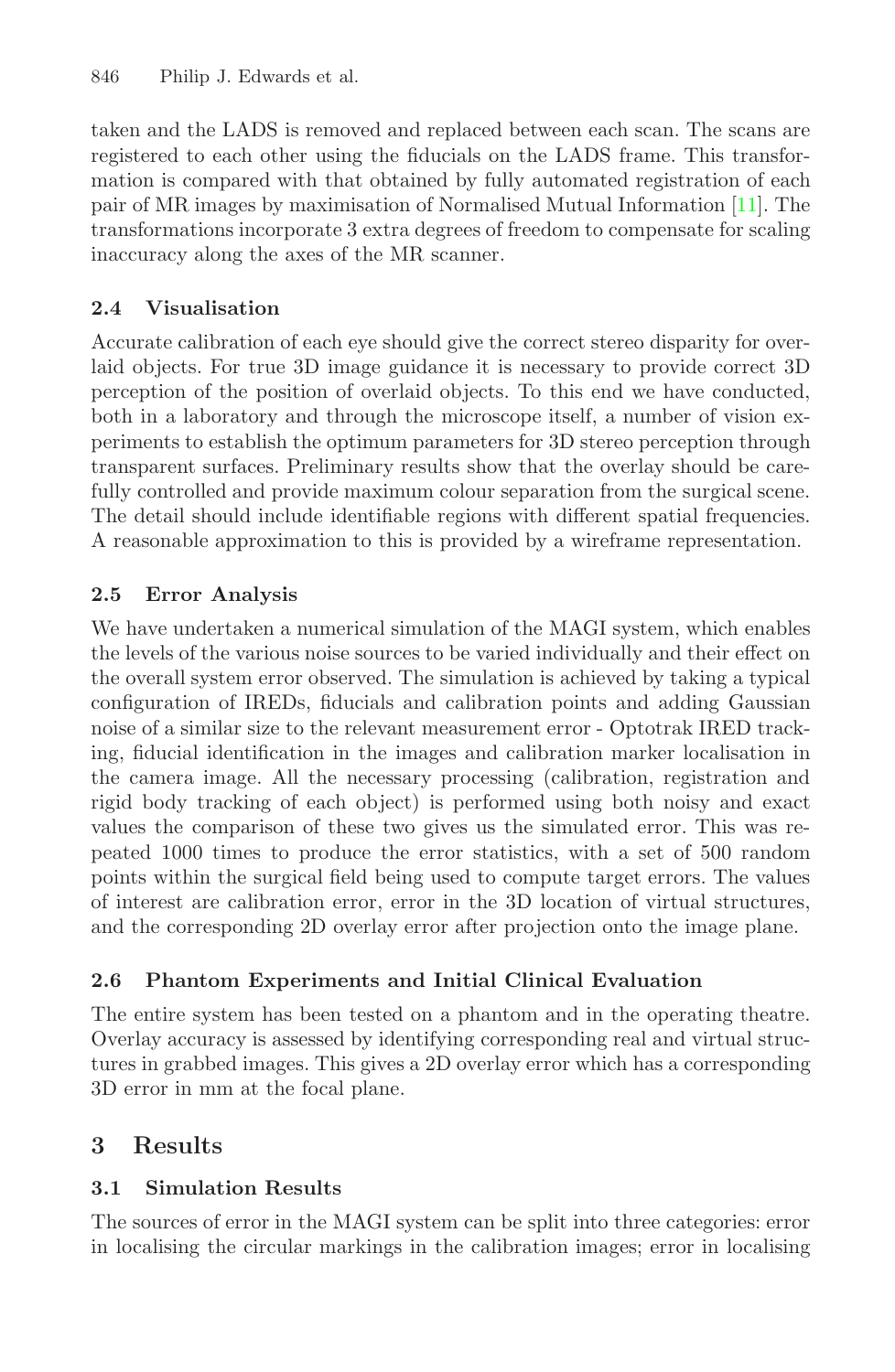taken and the LADS is removed and replaced between each scan. The scans are registered to each other using the fiducials on the LADS frame. This transformation is compared with that obtained by fully automated registration of each pair of MR images by maximisation of Normalised Mutual Information [11]. The transformations incorporate 3 extra degrees of freedom to compensate for scaling inaccuracy along the axes of the MR scanner.

### 2.4 Visualisation

Accurate calibration of each eye should give the correct stereo disparity for overlaid objects. For true 3D image guidance it is necessary to provide correct 3D perception of the position of overlaid objects. To this end we have conducted, both in a laboratory and through the microscope itself, a number of vision experiments to establish the optimum parameters for 3D stereo perception through transparent surfaces. Preliminary results show that the overlay should be carefully controlled and provide maximum colour separation from the surgical scene. The detail should include identifiable regions with different spatial frequencies. A reasonable approximation to this is provided by a wireframe representation.

### 2.5 Error Analysis

We have undertaken a numerical simulation of the MAGI system, which enables the levels of the various noise sources to be varied individually and their effect on the overall system error observed. The simulation is achieved by taking a typical configuration of IREDs, fiducials and calibration points and adding Gaussian noise of a similar size to the relevant measurement error - Optotrak IRED tracking, fiducial identification in the images and calibration marker localisation in the camera image. All the necessary processing (calibration, registration and rigid body tracking of each object) is performed using both noisy and exact values the comparison of these two gives us the simulated error. This was repeated 1000 times to produce the error statistics, with a set of 500 random points within the surgical field being used to compute target errors. The values of interest are calibration error, error in the 3D location of virtual structures, and the corresponding 2D overlay error after projection onto the image plane.

### 2.6 Phantom Experiments and Initial Clinical Evaluation

The entire system has been tested on a phantom and in the operating theatre. Overlay accuracy is assessed by identifying corresponding real and virtual structures in grabbed images. This gives a 2D overlay error which has a corresponding 3D error in mm at the focal plane.

## 3 Results

### 3.1 Simulation Results

The sources of error in the MAGI system can be split into three categories: error in localising the circular markings in the calibration images; error in localising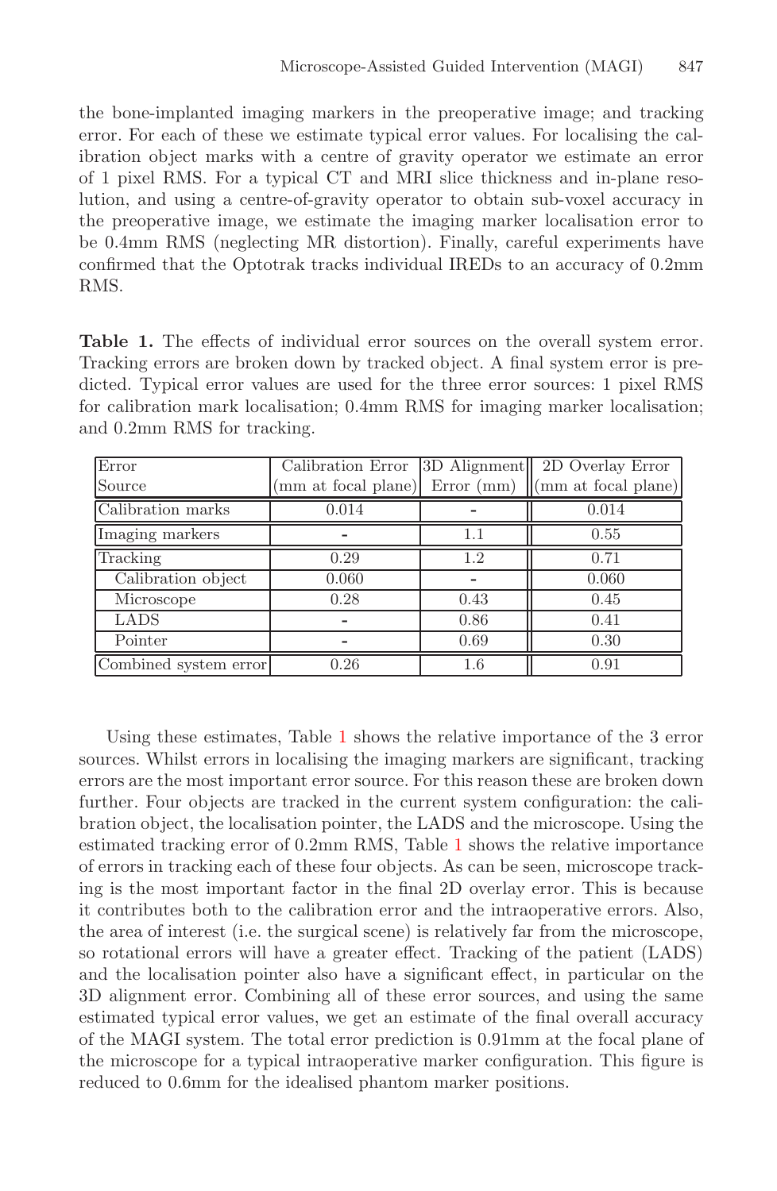the bone-implanted imaging markers in the preoperative image; and tracking error. For each of these we estimate typical error values. For localising the calibration object marks with a centre of gravity operator we estimate an error of 1 pixel RMS. For a typical CT and MRI slice thickness and in-plane resolution, and using a centre-of-gravity operator to obtain sub-voxel accuracy in the preoperative image, we estimate the imaging marker localisation error to be 0.4mm RMS (neglecting MR distortion). Finally, careful experiments have confirmed that the Optotrak tracks individual IREDs to an accuracy of 0.2mm RMS.

**Table 1.** The effects of individual error sources on the overall system error. Tracking errors are broken down by tracked object. A final system error is predicted. Typical error values are used for the three error sources: 1 pixel RMS for calibration mark localisation; 0.4mm RMS for imaging marker localisation; and 0.2mm RMS for tracking.

| Error Source | Calibration Error (mm at focal plane) | 3D Alignment Error (mm) | 2D Overlay Error (mm at focal plane) |
|---|---|---|---|
| Calibration marks | 0.014 | - | 0.014 |
| Imaging markers | - | 1.1 | 0.55 |
| Tracking | 0.29 | 1.2 | 0.71 |
| Calibration object | 0.060 | - | 0.060 |
| Microscope | 0.28 | 0.43 | 0.45 |
| LADS | - | 0.86 | 0.41 |
| Pointer | - | 0.69 | 0.30 |
| Combined system error | 0.26 | 1.6 | 0.91 |

Using these estimates, Table 1 shows the relative importance of the 3 error sources. Whilst errors in localising the imaging markers are significant, tracking errors are the most important error source. For this reason these are broken down further. Four objects are tracked in the current system configuration: the calibration object, the localisation pointer, the LADS and the microscope. Using the estimated tracking error of 0.2mm RMS, Table 1 shows the relative importance of errors in tracking each of these four objects. As can be seen, microscope tracking is the most important factor in the final 2D overlay error. This is because it contributes both to the calibration error and the intraoperative errors. Also, the area of interest (i.e. the surgical scene) is relatively far from the microscope, so rotational errors will have a greater effect. Tracking of the patient (LADS) and the localisation pointer also have a significant effect, in particular on the 3D alignment error. Combining all of these error sources, and using the same estimated typical error values, we get an estimate of the final overall accuracy of the MAGI system. The total error prediction is 0.91mm at the focal plane of the microscope for a typical intraoperative marker configuration. This figure is reduced to 0.6mm for the idealised phantom marker positions.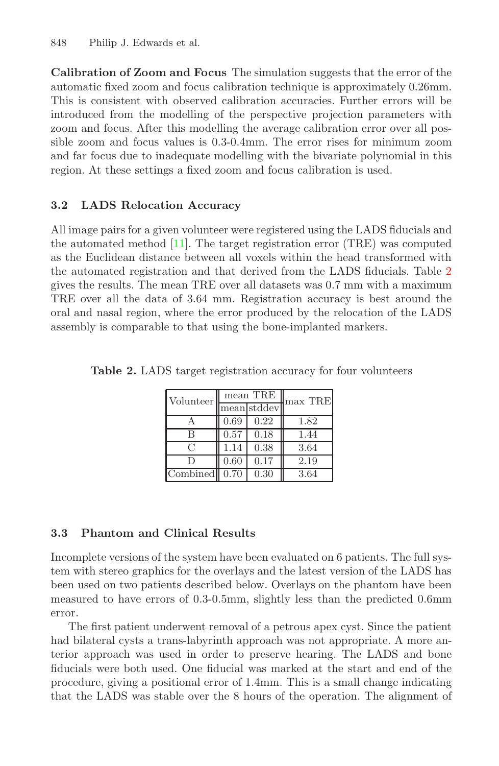**Calibration of Zoom and Focus** The simulation suggests that the error of the automatic fixed zoom and focus calibration technique is approximately 0.26mm. This is consistent with observed calibration accuracies. Further errors will be introduced from the modelling of the perspective projection parameters with zoom and focus. After this modelling the average calibration error over all possible zoom and focus values is 0.3-0.4mm. The error rises for minimum zoom and far focus due to inadequate modelling with the bivariate polynomial in this region. At these settings a fixed zoom and focus calibration is used.

### 3.2 LADS Relocation Accuracy

All image pairs for a given volunteer were registered using the LADS fiducials and the automated method [11]. The target registration error (TRE) was computed as the Euclidean distance between all voxels within the head transformed with the automated registration and that derived from the LADS fiducials. Table 2 gives the results. The mean TRE over all datasets was 0.7 mm with a maximum TRE over all the data of 3.64 mm. Registration accuracy is best around the oral and nasal region, where the error produced by the relocation of the LADS assembly is comparable to that using the bone-implanted markers.

**Table 2.** LADS target registration accuracy for four volunteers

| Volunteer | mean TRE | | max TRE |
|---|---|---|---|
| | mean | stddev | |
| A | 0.69 | 0.22 | 1.82 |
| B | 0.57 | 0.18 | 1.44 |
| C | 1.14 | 0.38 | 3.64 |
| D | 0.60 | 0.17 | 2.19 |
| Combined | 0.70 | 0.30 | 3.64 |

### 3.3 Phantom and Clinical Results

Incomplete versions of the system have been evaluated on 6 patients. The full system with stereo graphics for the overlays and the latest version of the LADS has been used on two patients described below. Overlays on the phantom have been measured to have errors of 0.3-0.5mm, slightly less than the predicted 0.6mm error.

The first patient underwent removal of a petrous apex cyst. Since the patient had bilateral cysts a trans-labyrinth approach was not appropriate. A more anterior approach was used in order to preserve hearing. The LADS and bone fiducials were both used. One fiducial was marked at the start and end of the procedure, giving a positional error of 1.4mm. This is a small change indicating that the LADS was stable over the 8 hours of the operation. The alignment of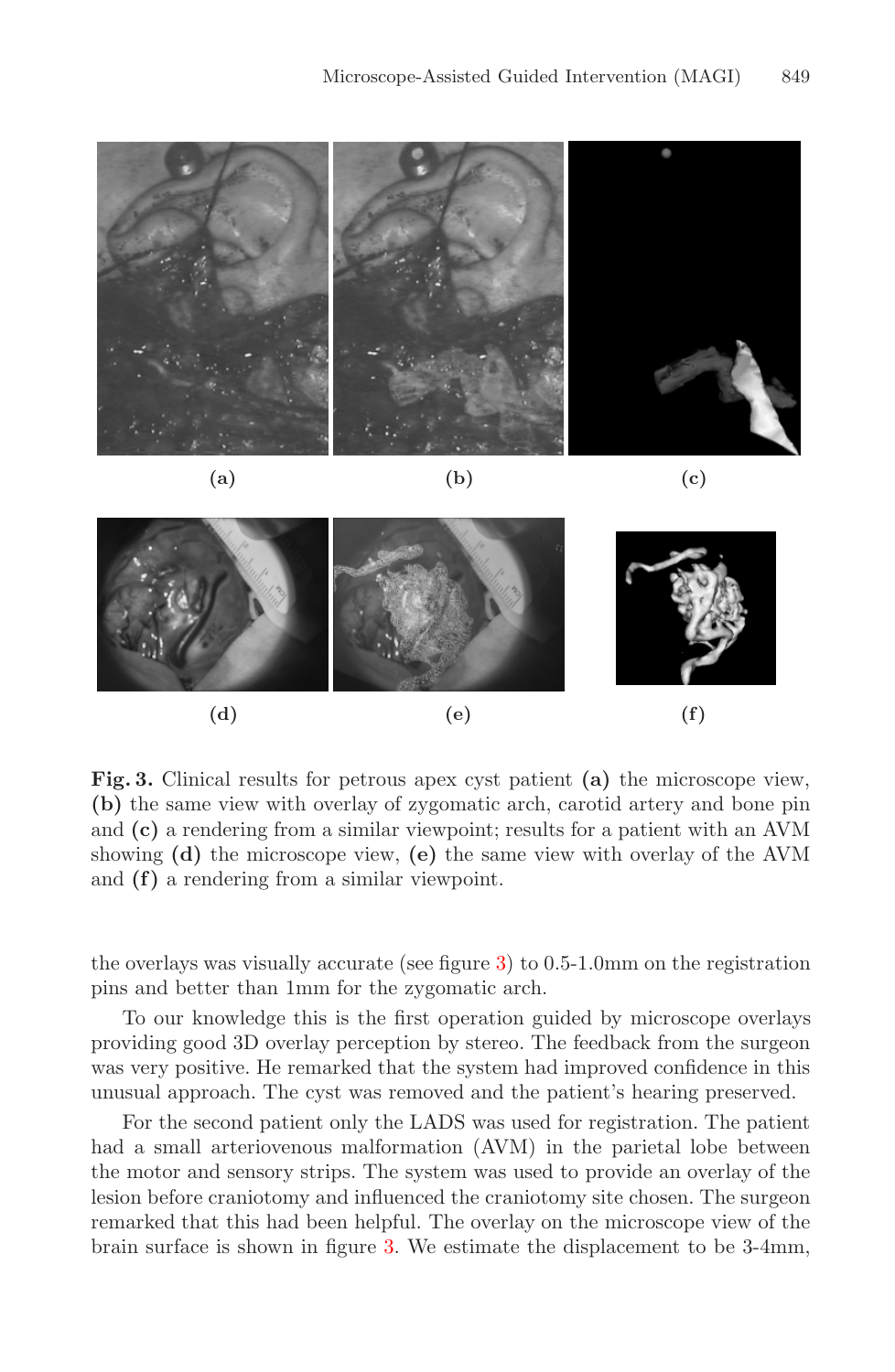(a) (b) (c)

(d) (e) (f)

**Fig. 3.** Clinical results for petrous apex cyst patient **(a)** the microscope view, **(b)** the same view with overlay of zygomatic arch, carotid artery and bone pin and **(c)** a rendering from a similar viewpoint; results for a patient with an AVM showing **(d)** the microscope view, **(e)** the same view with overlay of the AVM and **(f)** a rendering from a similar viewpoint.

the overlays was visually accurate (see figure 3) to 0.5-1.0mm on the registration pins and better than 1mm for the zygomatic arch.

To our knowledge this is the first operation guided by microscope overlays providing good 3D overlay perception by stereo. The feedback from the surgeon was very positive. He remarked that the system had improved confidence in this unusual approach. The cyst was removed and the patient's hearing preserved.

For the second patient only the LADS was used for registration. The patient had a small arteriovenous malformation (AVM) in the parietal lobe between the motor and sensory strips. The system was used to provide an overlay of the lesion before craniotomy and influenced the craniotomy site chosen. The surgeon remarked that this had been helpful. The overlay on the microscope view of the brain surface is shown in figure 3. We estimate the displacement to be 3-4mm,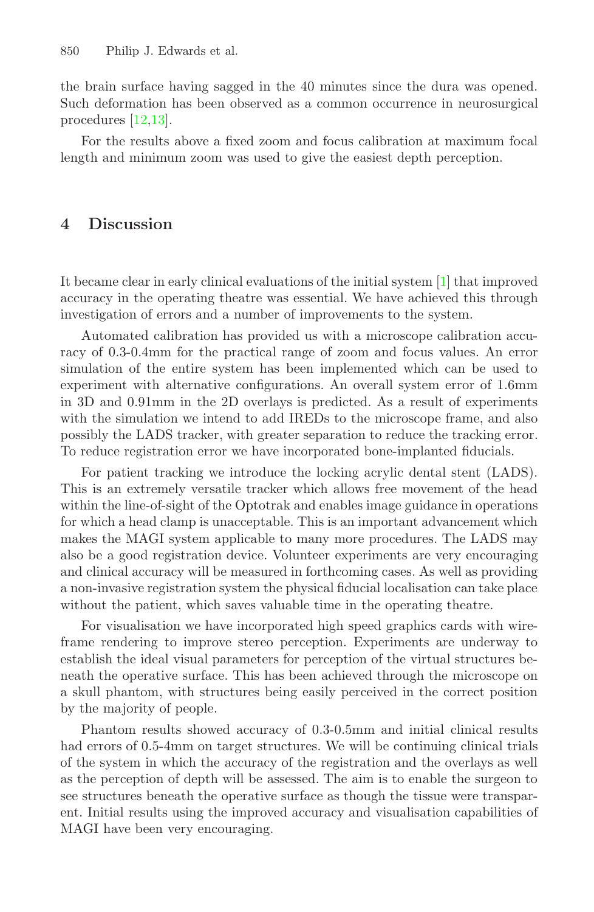the brain surface having sagged in the 40 minutes since the dura was opened. Such deformation has been observed as a common occurrence in neurosurgical procedures [12,13].

For the results above a fixed zoom and focus calibration at maximum focal length and minimum zoom was used to give the easiest depth perception.

## 4 Discussion

It became clear in early clinical evaluations of the initial system [1] that improved accuracy in the operating theatre was essential. We have achieved this through investigation of errors and a number of improvements to the system.

Automated calibration has provided us with a microscope calibration accuracy of 0.3-0.4mm for the practical range of zoom and focus values. An error simulation of the entire system has been implemented which can be used to experiment with alternative configurations. An overall system error of 1.6mm in 3D and 0.91mm in the 2D overlays is predicted. As a result of experiments with the simulation we intend to add IREDs to the microscope frame, and also possibly the LADS tracker, with greater separation to reduce the tracking error. To reduce registration error we have incorporated bone-implanted fiducials.

For patient tracking we introduce the locking acrylic dental stent (LADS). This is an extremely versatile tracker which allows free movement of the head within the line-of-sight of the Optotrak and enables image guidance in operations for which a head clamp is unacceptable. This is an important advancement which makes the MAGI system applicable to many more procedures. The LADS may also be a good registration device. Volunteer experiments are very encouraging and clinical accuracy will be measured in forthcoming cases. As well as providing a non-invasive registration system the physical fiducial localisation can take place without the patient, which saves valuable time in the operating theatre.

For visualisation we have incorporated high speed graphics cards with wireframe rendering to improve stereo perception. Experiments are underway to establish the ideal visual parameters for perception of the virtual structures beneath the operative surface. This has been achieved through the microscope on a skull phantom, with structures being easily perceived in the correct position by the majority of people.

Phantom results showed accuracy of 0.3-0.5mm and initial clinical results had errors of 0.5-4mm on target structures. We will be continuing clinical trials of the system in which the accuracy of the registration and the overlays as well as the perception of depth will be assessed. The aim is to enable the surgeon to see structures beneath the operative surface as though the tissue were transparent. Initial results using the improved accuracy and visualisation capabilities of MAGI have been very encouraging.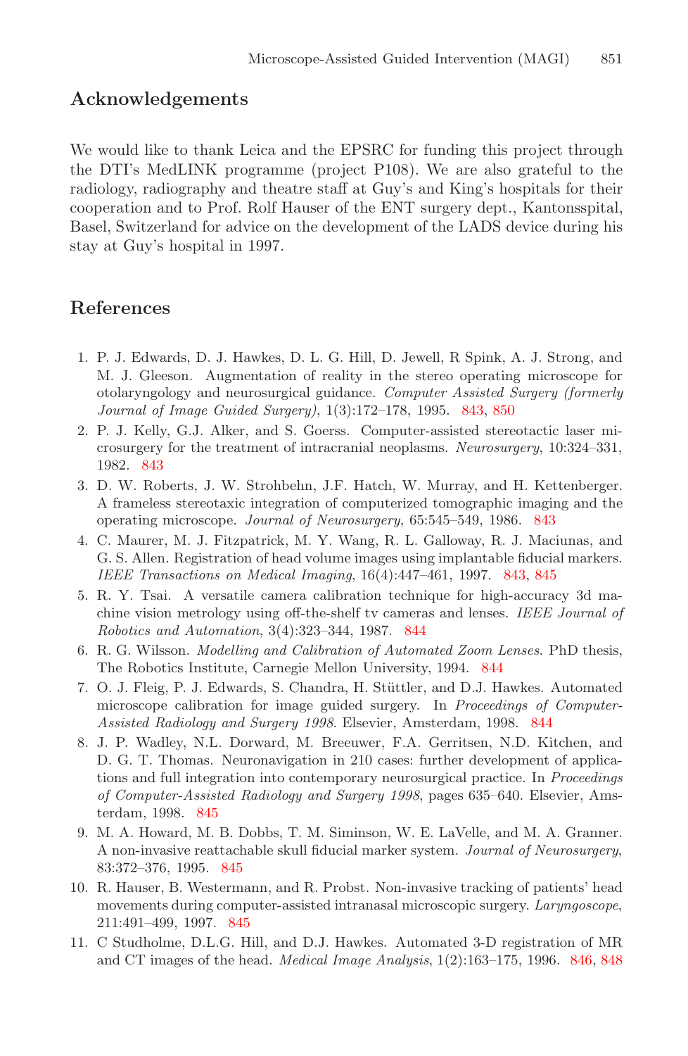## Acknowledgements

We would like to thank Leica and the EPSRC for funding this project through the DTI's MedLINK programme (project P108). We are also grateful to the radiology, radiography and theatre staff at Guy's and King's hospitals for their cooperation and to Prof. Rolf Hauser of the ENT surgery dept., Kantonsspital, Basel, Switzerland for advice on the development of the LADS device during his stay at Guy's hospital in 1997.

## References

1. P. J. Edwards, D. J. Hawkes, D. L. G. Hill, D. Jewell, R Spink, A. J. Strong, and M. J. Gleeson. Augmentation of reality in the stereo operating microscope for otolaryngology and neurosurgical guidance. *Computer Assisted Surgery (formerly Journal of Image Guided Surgery)*, 1(3):172–178, 1995. 843, 850
2. P. J. Kelly, G.J. Alker, and S. Goerss. Computer-assisted stereotactic laser microsurgery for the treatment of intracranial neoplasms. *Neurosurgery*, 10:324–331, 1982. 843
3. D. W. Roberts, J. W. Strohbehn, J.F. Hatch, W. Murray, and H. Kettenberger. A frameless stereotaxic integration of computerized tomographic imaging and the operating microscope. *Journal of Neurosurgery*, 65:545–549, 1986. 843
4. C. Maurer, M. J. Fitzpatrick, M. Y. Wang, R. L. Galloway, R. J. Maciunas, and G. S. Allen. Registration of head volume images using implantable fiducial markers. *IEEE Transactions on Medical Imaging*, 16(4):447–461, 1997. 843, 845
5. R. Y. Tsai. A versatile camera calibration technique for high-accuracy 3d machine vision metrology using off-the-shelf tv cameras and lenses. *IEEE Journal of Robotics and Automation*, 3(4):323–344, 1987. 844
6. R. G. Wilson. *Modelling and Calibration of Automated Zoom Lenses*. PhD thesis, The Robotics Institute, Carnegie Mellon University, 1994. 844
7. O. J. Fleig, P. J. Edwards, S. Chandra, H. Stüttler, and D.J. Hawkes. Automated microscope calibration for image guided surgery. In *Proceedings of Computer-Assisted Radiology and Surgery 1998*. Elsevier, Amsterdam, 1998. 844
8. J. P. Wadley, N.L. Dorward, M. Breeuwer, F.A. Gerritsen, N.D. Kitchen, and D. G. T. Thomas. Neuronavigation in 210 cases: further development of applications and full integration into contemporary neurosurgical practice. In *Proceedings of Computer-Assisted Radiology and Surgery 1998*, pages 635–640. Elsevier, Amsterdam, 1998. 845
9. M. A. Howard, M. B. Dobbs, T. M. Siminson, W. E. LaVelle, and M. A. Granner. A non-invasive reattachable skull fiducial marker system. *Journal of Neurosurgery*, 83:372–376, 1995. 845
10. R. Hauser, B. Westermann, and R. Probst. Non-invasive tracking of patients' head movements during computer-assisted intranasal microscopic surgery. *Laryngoscope*, 211:491–499, 1997. 845
11. C Studholme, D.L.G. Hill, and D.J. Hawkes. Automated 3-D registration of MR and CT images of the head. *Medical Image Analysis*, 1(2):163–175, 1996. 846, 848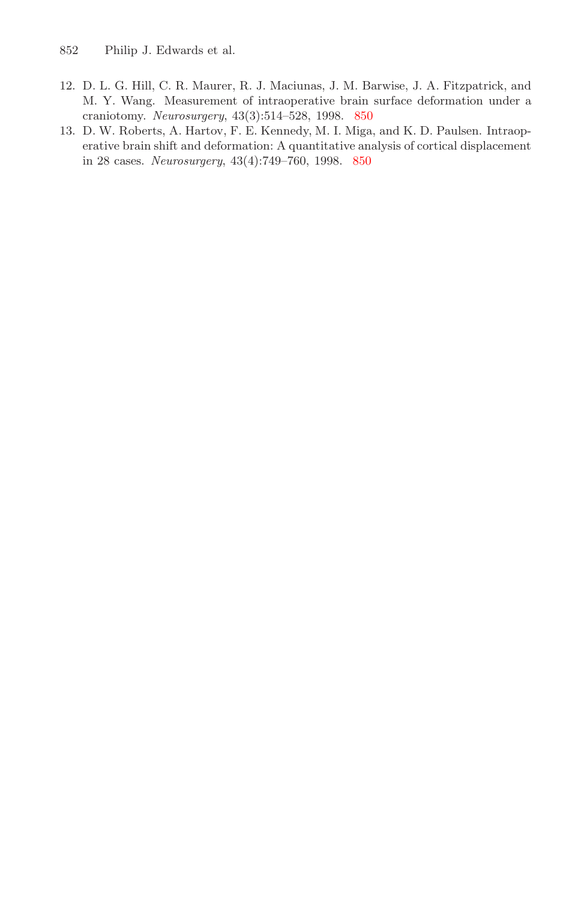12. D. L. G. Hill, C. R. Maurer, R. J. Maciunas, J. M. Barwise, J. A. Fitzpatrick, and M. Y. Wang. Measurement of intraoperative brain surface deformation under a craniotomy. *Neurosurgery*, 43(3):514–528, 1998. 850
13. D. W. Roberts, A. Hartov, F. E. Kennedy, M. I. Miga, and K. D. Paulsen. Intraoperative brain shift and deformation: A quantitative analysis of cortical displacement in 28 cases. *Neurosurgery*, 43(4):749–760, 1998. 850